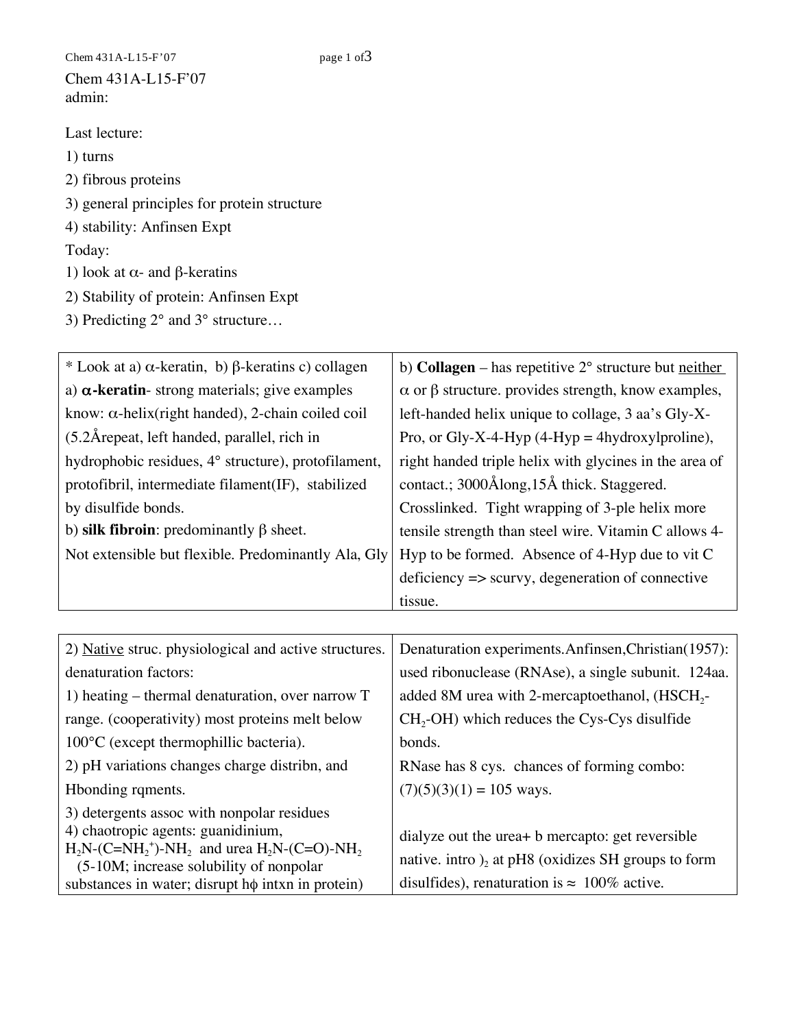Chem 431A-L15-F'07
admin:

Last lecture:

1) turns
2) fibrous proteins
3) general principles for protein structure
4) stability: Anfinsen Expt

Today:

1) look at α- and β-keratins
2) Stability of protein: Anfinsen Expt
3) Predicting 2° and 3° structure…

| * Look at a) α-keratin, b) β-keratins c) collagen<br>a) **α-keratin**- strong materials; give examples know: α-helix(right handed), 2-chain coiled coil (5.2Årepeat, left handed, parallel, rich in hydrophobic residues, 4° structure), protofilament, protofibril, intermediate filament(IF), stabilized by disulfide bonds.<br>b) **silk fibroin**: predominantly β sheet.<br>Not extensible but flexible. Predominantly Ala, Gly | b) **Collagen** – has repetitive 2° structure but <u>neither</u> α or β structure. provides strength, know examples, left-handed helix unique to collage, 3 aa's Gly-X-Pro, or Gly-X-4-Hyp (4-Hyp = 4hydroxylproline), right handed triple helix with glycines in the area of contact.; 3000Ålong,15Å thick. Staggered. Crosslinked. Tight wrapping of 3-ple helix more tensile strength than steel wire. Vitamin C allows 4-Hyp to be formed. Absence of 4-Hyp due to vit C deficiency => scurvy, degeneration of connective tissue. |
|---|---|

| 2) <u>Native</u> struc. physiological and active structures.<br>denaturation factors:<br>1) heating – thermal denaturation, over narrow T range. (cooperativity) most proteins melt below 100°C (except thermophillic bacteria).<br>2) pH variations changes charge distribn, and Hbonding rqments.<br>3) detergents assoc with nonpolar residues<br>4) chaotropic agents: guanidinium, $H_2N$-(C=$NH_2^+$)-$NH_2$ and urea $H_2N$-(C=O)-$NH_2$ (5-10M; increase solubility of nonpolar substances in water; disrupt hφ intxn in protein) | Denaturation experiments.Anfinsen,Christian(1957): used ribonuclease (RNAse), a single subunit. 124aa. added 8M urea with 2-mercaptoethanol, ($HSCH_2$-$CH_2$-OH) which reduces the Cys-Cys disulfide bonds.<br>RNase has 8 cys. chances of forming combo: (7)(5)(3)(1) = 105 ways.<br><br>dialyze out the urea+ b mercapto: get reversible native. intro $)_2$ at pH8 (oxidizes SH groups to form disulfides), renaturation is ≈ 100% active. |
|---|---|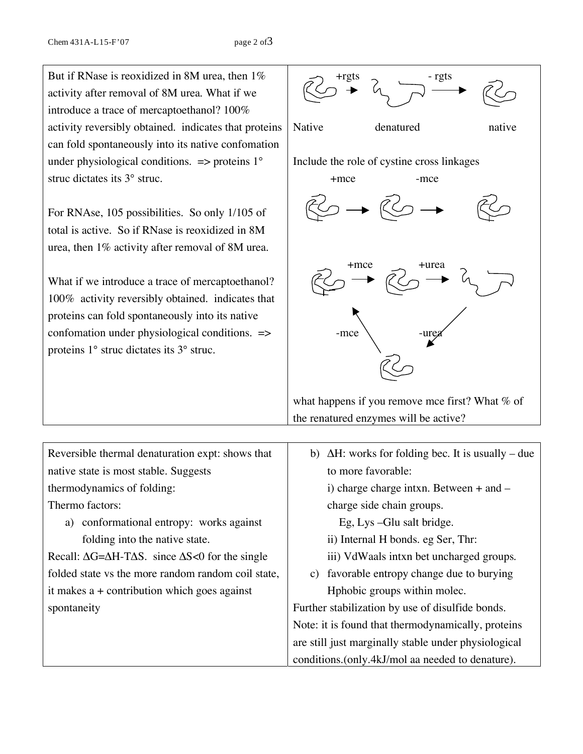But if RNase is reoxidized in 8M urea, then 1% activity after removal of 8M urea. What if we introduce a trace of mercaptoethanol? 100% activity reversibly obtained. indicates that proteins can fold spontaneously into its native confomation under physiological conditions. => proteins 1° struc dictates its 3° struc.

For RNAse, 105 possibilities. So only 1/105 of total is active. So if RNase is reoxidized in 8M urea, then 1% activity after removal of 8M urea.

What if we introduce a trace of mercaptoethanol? 100% activity reversibly obtained. indicates that proteins can fold spontaneously into its native confomation under physiological conditions. => proteins 1° struc dictates its 3° struc.

+rgts → − rgts →

Native denatured native

Include the role of cystine cross linkages

+mce → −mce →

+mce → +urea →

−mce −urea

what happens if you remove mce first? What % of the renatured enzymes will be active?

Reversible thermal denaturation expt: shows that native state is most stable. Suggests thermodynamics of folding:

Thermo factors:

a) conformational entropy: works against folding into the native state.

Recall: $\Delta G = \Delta H - T\Delta S$. since $\Delta S < 0$ for the single folded state vs the more random random coil state, it makes a + contribution which goes against spontaneity

b) $\Delta H$: works for folding bec. It is usually – due to more favorable:

i) charge charge intxn. Between + and – charge side chain groups.
   Eg, Lys –Glu salt bridge.

ii) Internal H bonds. eg Ser, Thr:

iii) VdWaals intxn bet uncharged groups.

c) favorable entropy change due to burying Hphobic groups within molec.

Further stabilization by use of disulfide bonds.

Note: it is found that thermodynamically, proteins are still just marginally stable under physiological conditions.(only.4kJ/mol aa needed to denature).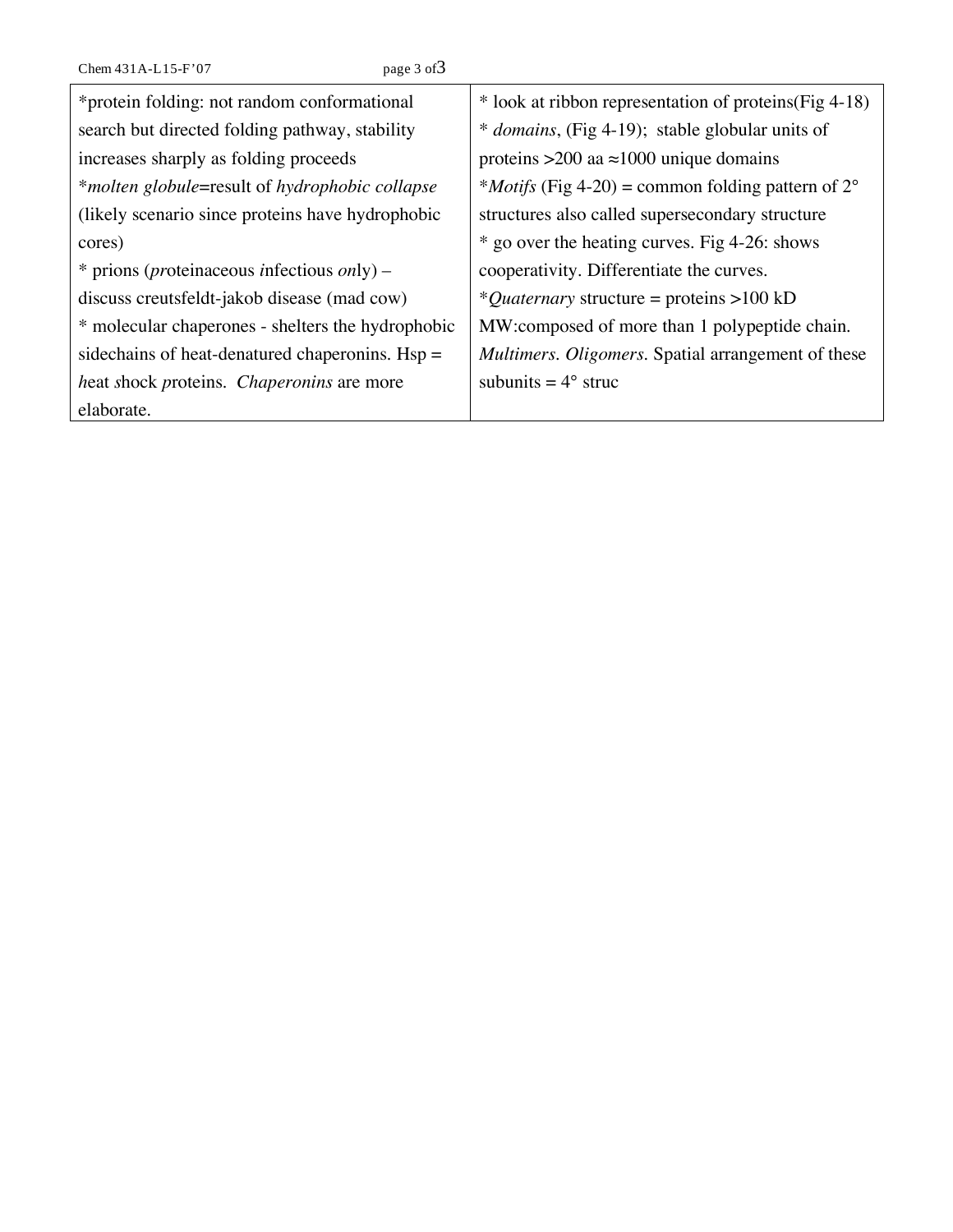| | |
|---|---|
| *protein folding: not random conformational search but directed folding pathway, stability increases sharply as folding proceeds<br>**molten globule*=result of *hydrophobic collapse* (likely scenario since proteins have hydrophobic cores)<br>* prions (*pr*oteinaceous *i*nfectious *on*ly) – discuss creutsfeldt-jakob disease (mad cow)<br>* molecular chaperones - shelters the hydrophobic sidechains of heat-denatured chaperonins. Hsp = *h*eat *s*hock *p*roteins. *Chaperonins* are more elaborate. | * look at ribbon representation of proteins(Fig 4-18)<br>* *domains*, (Fig 4-19); stable globular units of proteins >200 aa ≈1000 unique domains<br>**Motifs* (Fig 4-20) = common folding pattern of 2° structures also called supersecondary structure<br>* go over the heating curves. Fig 4-26: shows cooperativity. Differentiate the curves.<br>**Quaternary* structure = proteins >100 kD MW:composed of more than 1 polypeptide chain. *Multimers*. *Oligomers*. Spatial arrangement of these subunits = 4° struc |